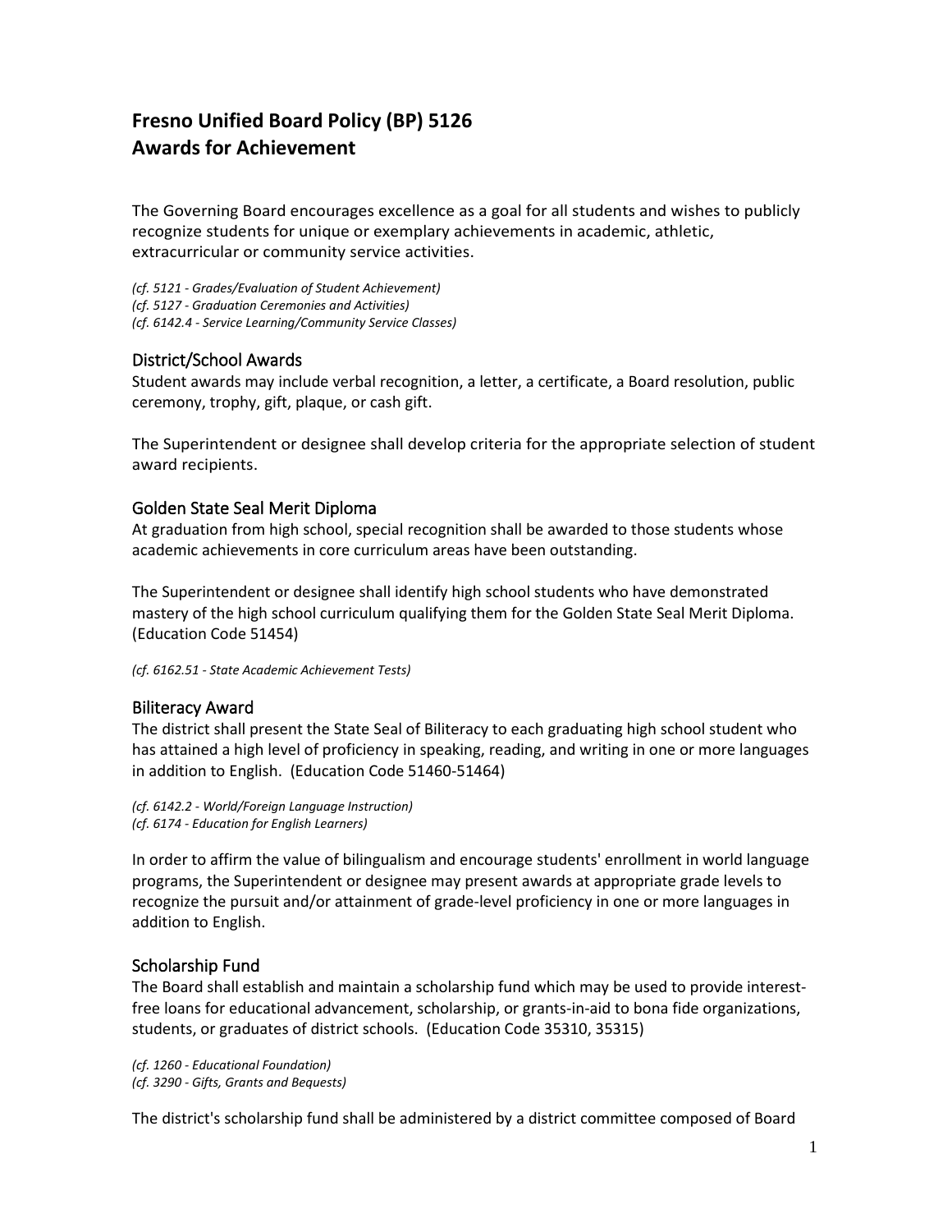# Fresno Unified Board Policy (BP) 5126
# Awards for Achievement

The Governing Board encourages excellence as a goal for all students and wishes to publicly recognize students for unique or exemplary achievements in academic, athletic, extracurricular or community service activities.

*(cf. 5121 - Grades/Evaluation of Student Achievement)*
*(cf. 5127 - Graduation Ceremonies and Activities)*
*(cf. 6142.4 - Service Learning/Community Service Classes)*

## District/School Awards

Student awards may include verbal recognition, a letter, a certificate, a Board resolution, public ceremony, trophy, gift, plaque, or cash gift.

The Superintendent or designee shall develop criteria for the appropriate selection of student award recipients.

## Golden State Seal Merit Diploma

At graduation from high school, special recognition shall be awarded to those students whose academic achievements in core curriculum areas have been outstanding.

The Superintendent or designee shall identify high school students who have demonstrated mastery of the high school curriculum qualifying them for the Golden State Seal Merit Diploma. (Education Code 51454)

*(cf. 6162.51 - State Academic Achievement Tests)*

## Biliteracy Award

The district shall present the State Seal of Biliteracy to each graduating high school student who has attained a high level of proficiency in speaking, reading, and writing in one or more languages in addition to English. (Education Code 51460-51464)

*(cf. 6142.2 - World/Foreign Language Instruction)*
*(cf. 6174 - Education for English Learners)*

In order to affirm the value of bilingualism and encourage students' enrollment in world language programs, the Superintendent or designee may present awards at appropriate grade levels to recognize the pursuit and/or attainment of grade-level proficiency in one or more languages in addition to English.

## Scholarship Fund

The Board shall establish and maintain a scholarship fund which may be used to provide interest-free loans for educational advancement, scholarship, or grants-in-aid to bona fide organizations, students, or graduates of district schools. (Education Code 35310, 35315)

*(cf. 1260 - Educational Foundation)*
*(cf. 3290 - Gifts, Grants and Bequests)*

The district's scholarship fund shall be administered by a district committee composed of Board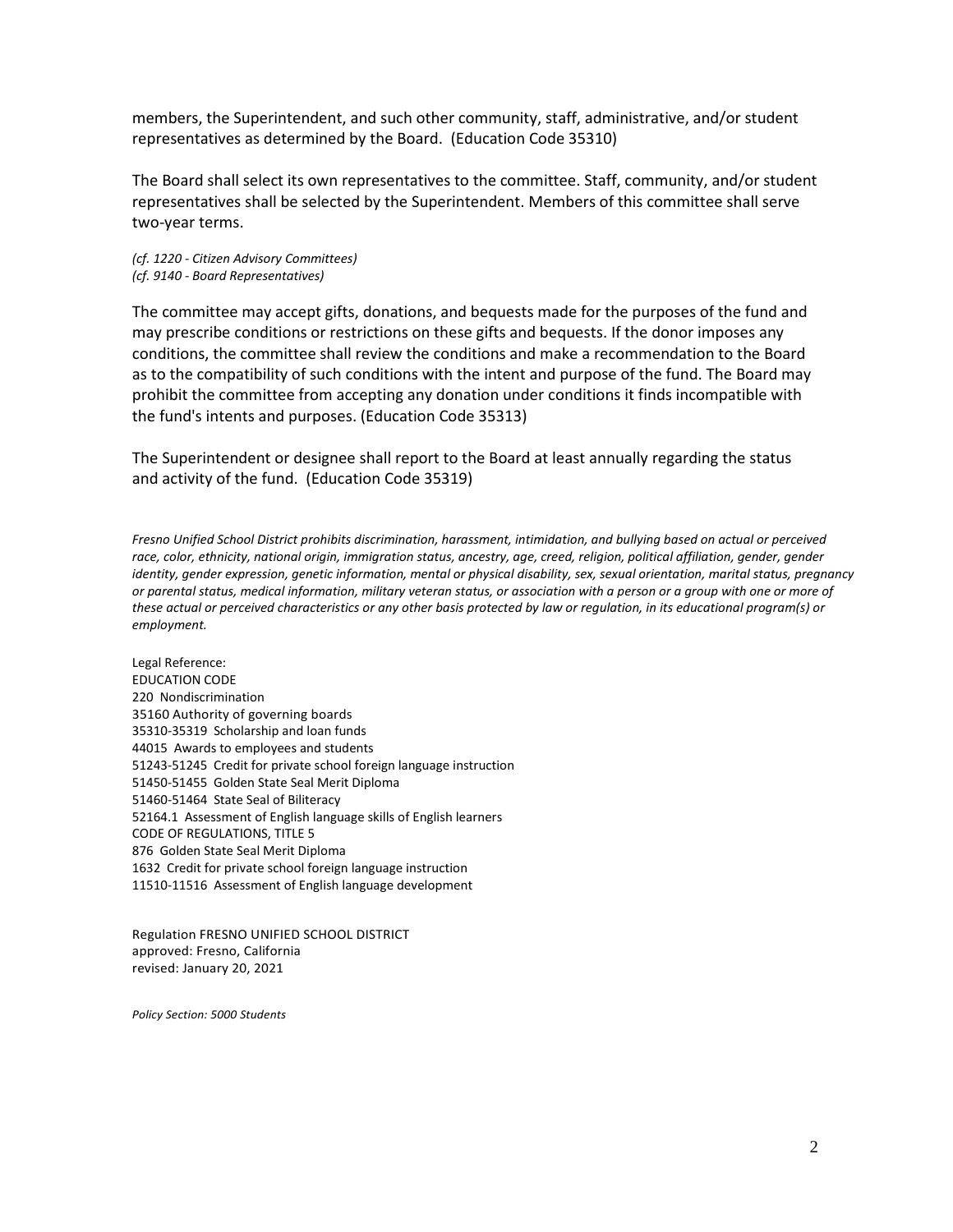members, the Superintendent, and such other community, staff, administrative, and/or student representatives as determined by the Board. (Education Code 35310)

The Board shall select its own representatives to the committee. Staff, community, and/or student representatives shall be selected by the Superintendent. Members of this committee shall serve two-year terms.

*(cf. 1220 - Citizen Advisory Committees)*
*(cf. 9140 - Board Representatives)*

The committee may accept gifts, donations, and bequests made for the purposes of the fund and may prescribe conditions or restrictions on these gifts and bequests. If the donor imposes any conditions, the committee shall review the conditions and make a recommendation to the Board as to the compatibility of such conditions with the intent and purpose of the fund. The Board may prohibit the committee from accepting any donation under conditions it finds incompatible with the fund's intents and purposes. (Education Code 35313)

The Superintendent or designee shall report to the Board at least annually regarding the status and activity of the fund. (Education Code 35319)

*Fresno Unified School District prohibits discrimination, harassment, intimidation, and bullying based on actual or perceived race, color, ethnicity, national origin, immigration status, ancestry, age, creed, religion, political affiliation, gender, gender identity, gender expression, genetic information, mental or physical disability, sex, sexual orientation, marital status, pregnancy or parental status, medical information, military veteran status, or association with a person or a group with one or more of these actual or perceived characteristics or any other basis protected by law or regulation, in its educational program(s) or employment.*

Legal Reference:
EDUCATION CODE
220 Nondiscrimination
35160 Authority of governing boards
35310-35319 Scholarship and loan funds
44015 Awards to employees and students
51243-51245 Credit for private school foreign language instruction
51450-51455 Golden State Seal Merit Diploma
51460-51464 State Seal of Biliteracy
52164.1 Assessment of English language skills of English learners
CODE OF REGULATIONS, TITLE 5
876 Golden State Seal Merit Diploma
1632 Credit for private school foreign language instruction
11510-11516 Assessment of English language development

Regulation FRESNO UNIFIED SCHOOL DISTRICT
approved: Fresno, California
revised: January 20, 2021

*Policy Section: 5000 Students*